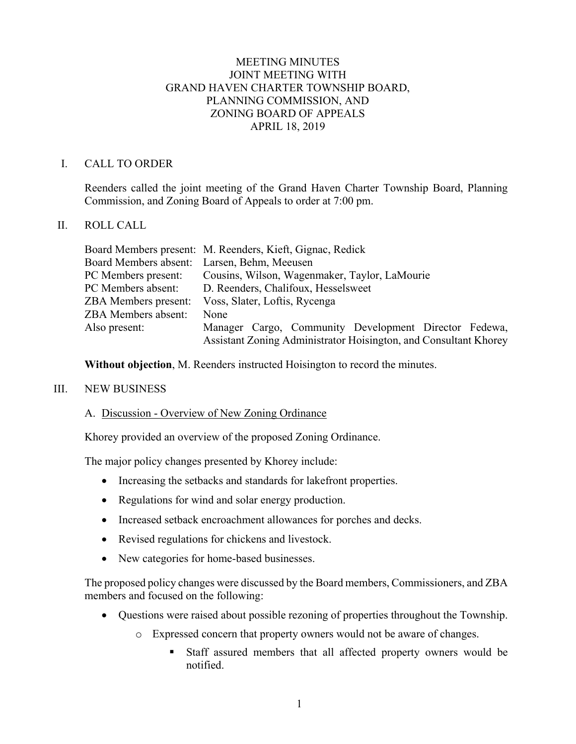# MEETING MINUTES
# JOINT MEETING WITH
# GRAND HAVEN CHARTER TOWNSHIP BOARD, PLANNING COMMISSION, AND ZONING BOARD OF APPEALS
# APRIL 18, 2019

## I. CALL TO ORDER

Reenders called the joint meeting of the Grand Haven Charter Township Board, Planning Commission, and Zoning Board of Appeals to order at 7:00 pm.

## II. ROLL CALL

| | |
|---|---|
| Board Members present: | M. Reenders, Kieft, Gignac, Redick |
| Board Members absent: | Larsen, Behm, Meeusen |
| PC Members present: | Cousins, Wilson, Wagenmaker, Taylor, LaMourie |
| PC Members absent: | D. Reenders, Chalifoux, Hesselsweet |
| ZBA Members present: | Voss, Slater, Loftis, Rycenga |
| ZBA Members absent: | None |
| Also present: | Manager Cargo, Community Development Director Fedewa, Assistant Zoning Administrator Hoisington, and Consultant Khorey |

**Without objection**, M. Reenders instructed Hoisington to record the minutes.

## III. NEW BUSINESS

### A. Discussion - Overview of New Zoning Ordinance

Khorey provided an overview of the proposed Zoning Ordinance.

The major policy changes presented by Khorey include:

- Increasing the setbacks and standards for lakefront properties.
- Regulations for wind and solar energy production.
- Increased setback encroachment allowances for porches and decks.
- Revised regulations for chickens and livestock.
- New categories for home-based businesses.

The proposed policy changes were discussed by the Board members, Commissioners, and ZBA members and focused on the following:

- Questions were raised about possible rezoning of properties throughout the Township.
  - Expressed concern that property owners would not be aware of changes.
    - Staff assured members that all affected property owners would be notified.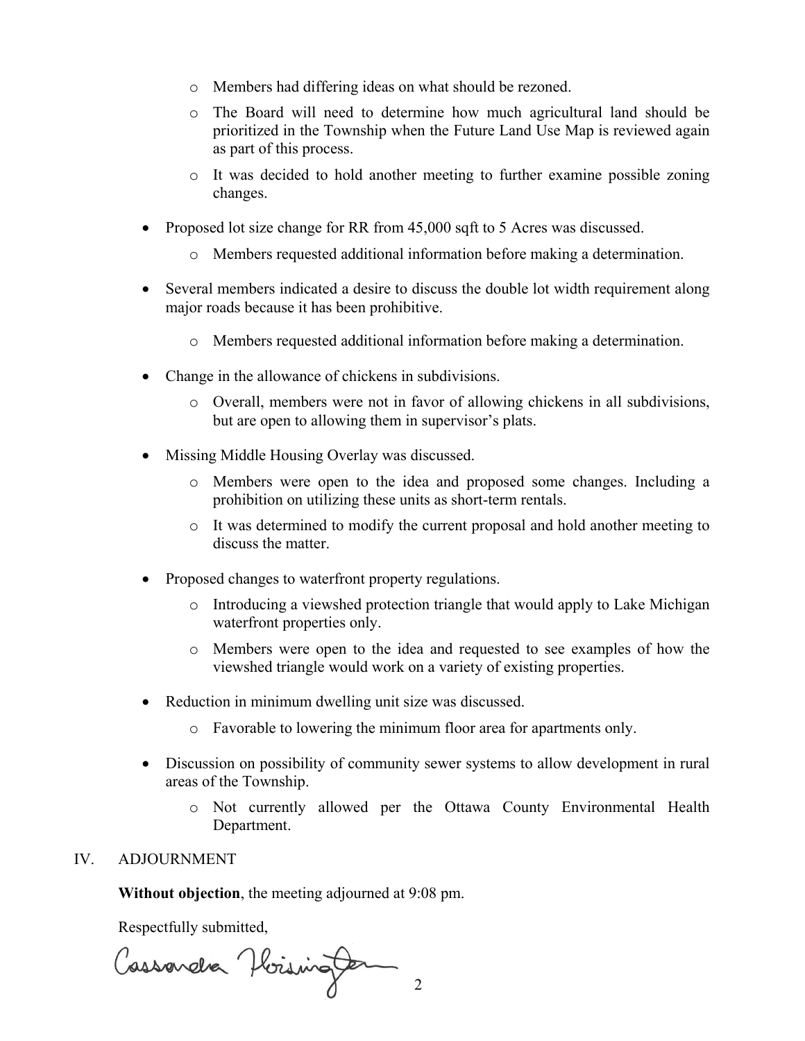- Members had differing ideas on what should be rezoned.
  - The Board will need to determine how much agricultural land should be prioritized in the Township when the Future Land Use Map is reviewed again as part of this process.
  - It was decided to hold another meeting to further examine possible zoning changes.

- Proposed lot size change for RR from 45,000 sqft to 5 Acres was discussed.
  - Members requested additional information before making a determination.

- Several members indicated a desire to discuss the double lot width requirement along major roads because it has been prohibitive.
  - Members requested additional information before making a determination.

- Change in the allowance of chickens in subdivisions.
  - Overall, members were not in favor of allowing chickens in all subdivisions, but are open to allowing them in supervisor's plats.

- Missing Middle Housing Overlay was discussed.
  - Members were open to the idea and proposed some changes. Including a prohibition on utilizing these units as short-term rentals.
  - It was determined to modify the current proposal and hold another meeting to discuss the matter.

- Proposed changes to waterfront property regulations.
  - Introducing a viewshed protection triangle that would apply to Lake Michigan waterfront properties only.
  - Members were open to the idea and requested to see examples of how the viewshed triangle would work on a variety of existing properties.

- Reduction in minimum dwelling unit size was discussed.
  - Favorable to lowering the minimum floor area for apartments only.

- Discussion on possibility of community sewer systems to allow development in rural areas of the Township.
  - Not currently allowed per the Ottawa County Environmental Health Department.

## IV. ADJOURNMENT

**Without objection**, the meeting adjourned at 9:08 pm.

Respectfully submitted,

Cassandra Hoisington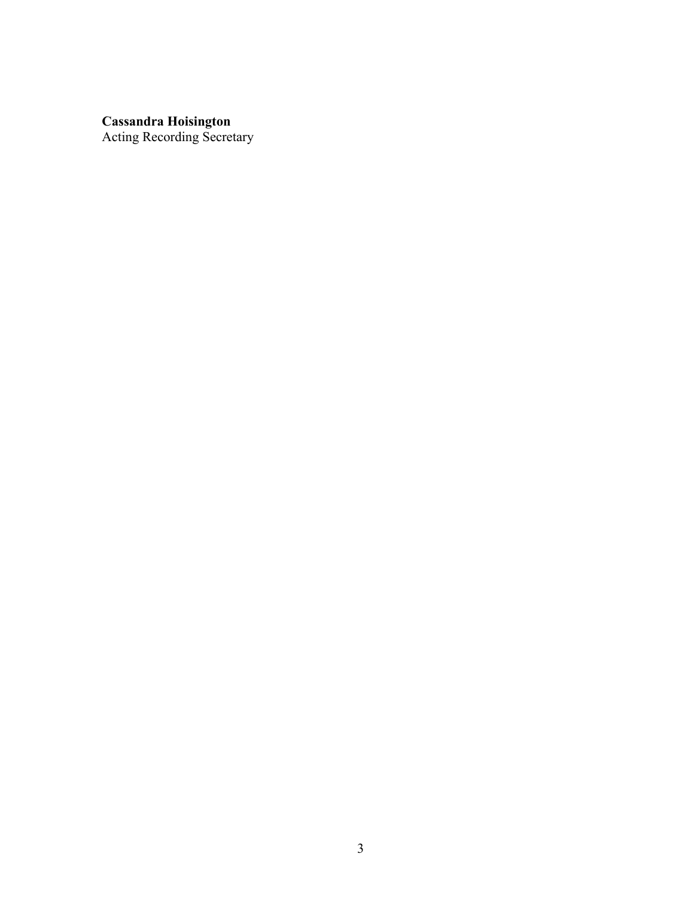**Cassandra Hoisington**
Acting Recording Secretary